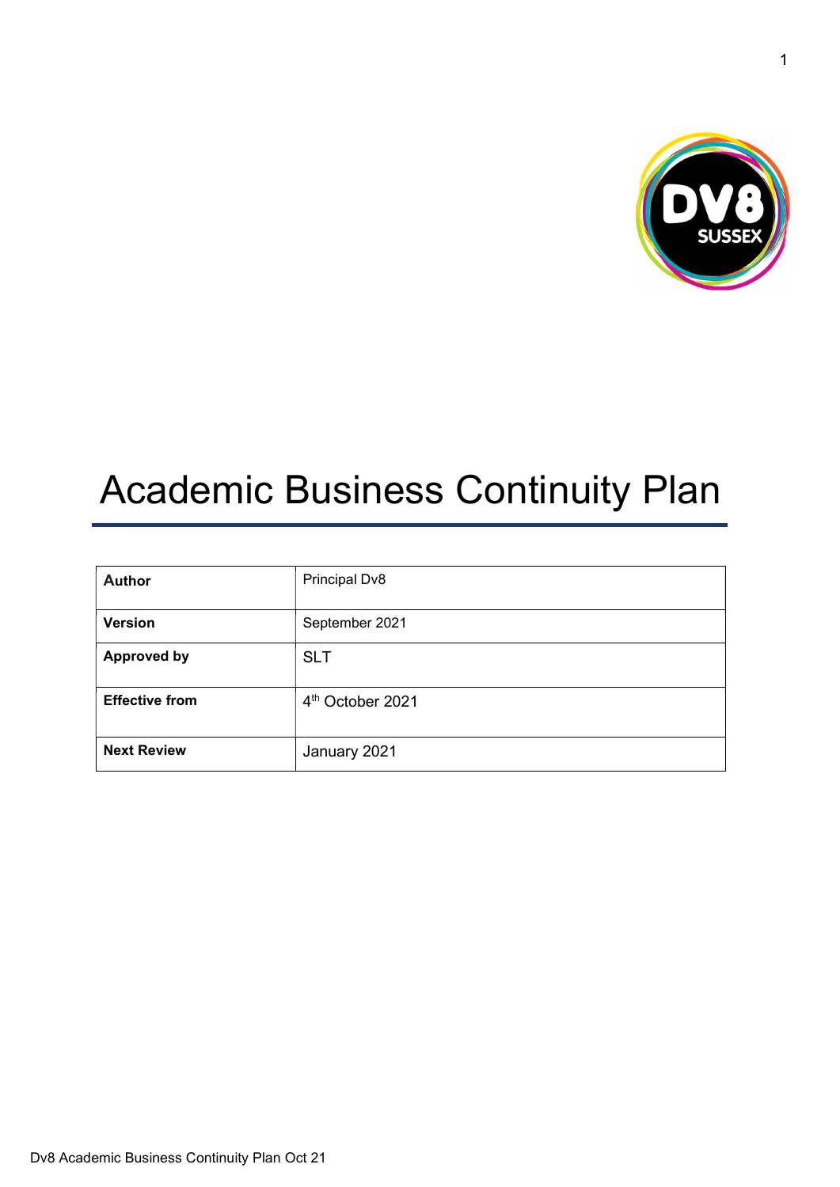# Academic Business Continuity Plan

| **Author** | Principal Dv8 |
| --- | --- |
| **Version** | September 2021 |
| **Approved by** | SLT |
| **Effective from** | 4th October 2021 |
| **Next Review** | January 2021 |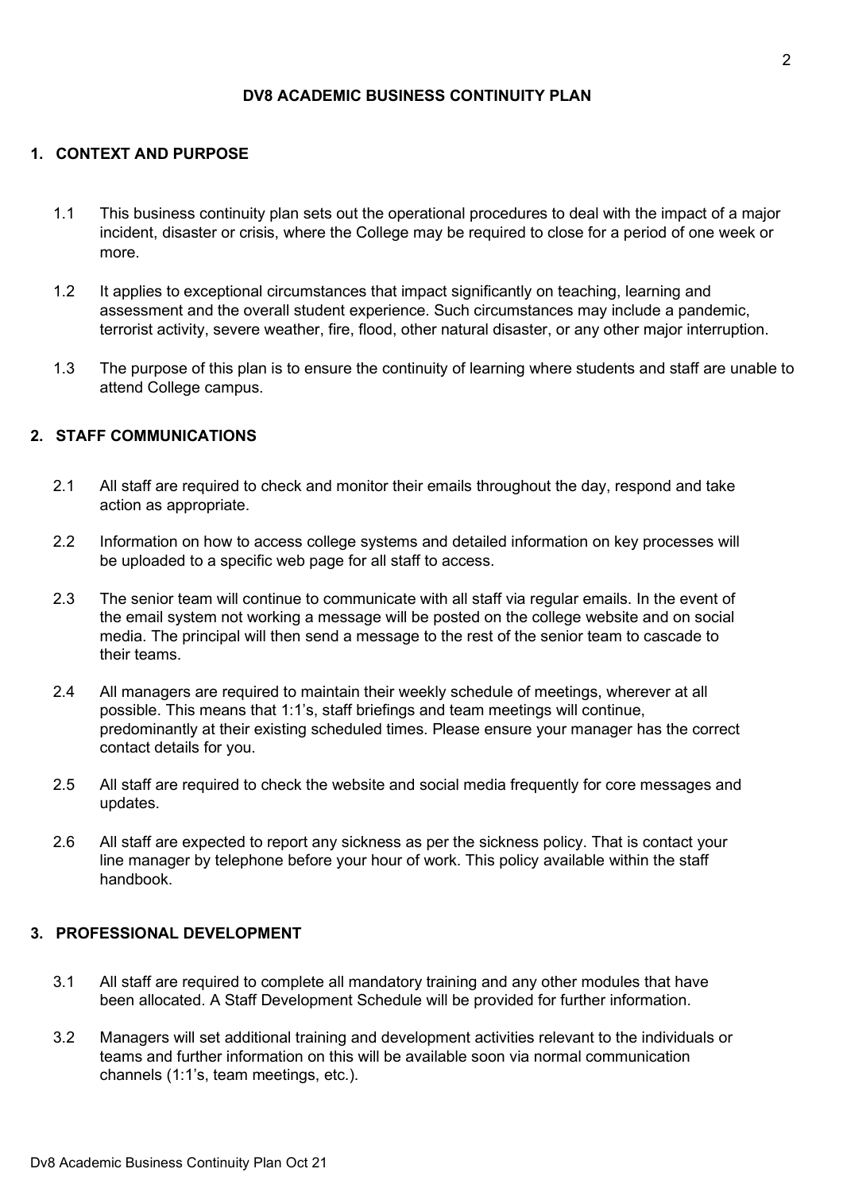## DV8 ACADEMIC BUSINESS CONTINUITY PLAN

### 1. CONTEXT AND PURPOSE

1.1 This business continuity plan sets out the operational procedures to deal with the impact of a major incident, disaster or crisis, where the College may be required to close for a period of one week or more.

1.2 It applies to exceptional circumstances that impact significantly on teaching, learning and assessment and the overall student experience. Such circumstances may include a pandemic, terrorist activity, severe weather, fire, flood, other natural disaster, or any other major interruption.

1.3 The purpose of this plan is to ensure the continuity of learning where students and staff are unable to attend College campus.

### 2. STAFF COMMUNICATIONS

2.1 All staff are required to check and monitor their emails throughout the day, respond and take action as appropriate.

2.2 Information on how to access college systems and detailed information on key processes will be uploaded to a specific web page for all staff to access.

2.3 The senior team will continue to communicate with all staff via regular emails. In the event of the email system not working a message will be posted on the college website and on social media. The principal will then send a message to the rest of the senior team to cascade to their teams.

2.4 All managers are required to maintain their weekly schedule of meetings, wherever at all possible. This means that 1:1's, staff briefings and team meetings will continue, predominantly at their existing scheduled times. Please ensure your manager has the correct contact details for you.

2.5 All staff are required to check the website and social media frequently for core messages and updates.

2.6 All staff are expected to report any sickness as per the sickness policy. That is contact your line manager by telephone before your hour of work. This policy available within the staff handbook.

### 3. PROFESSIONAL DEVELOPMENT

3.1 All staff are required to complete all mandatory training and any other modules that have been allocated. A Staff Development Schedule will be provided for further information.

3.2 Managers will set additional training and development activities relevant to the individuals or teams and further information on this will be available soon via normal communication channels (1:1's, team meetings, etc.).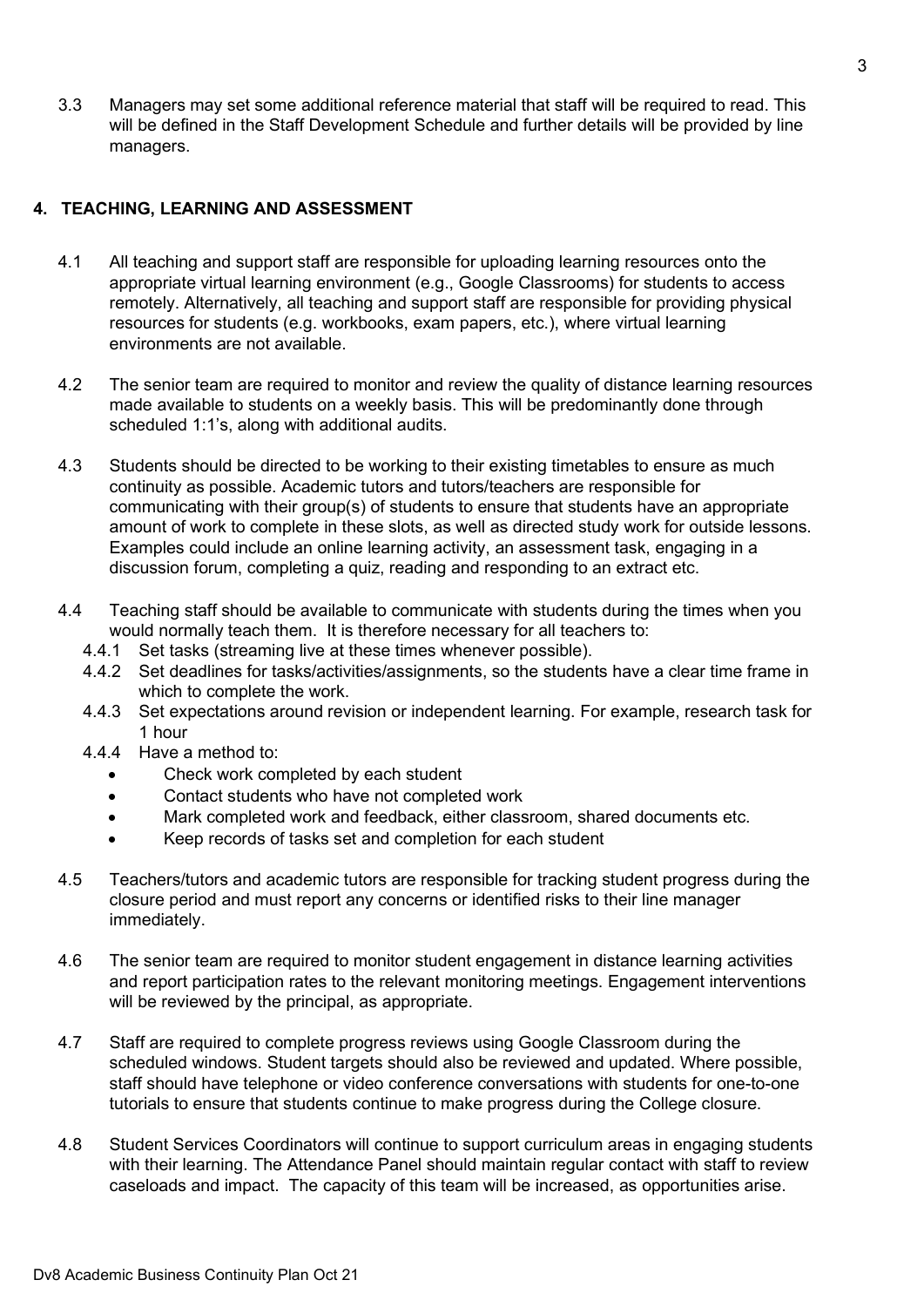3.3 Managers may set some additional reference material that staff will be required to read. This will be defined in the Staff Development Schedule and further details will be provided by line managers.

## 4. TEACHING, LEARNING AND ASSESSMENT

4.1 All teaching and support staff are responsible for uploading learning resources onto the appropriate virtual learning environment (e.g., Google Classrooms) for students to access remotely. Alternatively, all teaching and support staff are responsible for providing physical resources for students (e.g. workbooks, exam papers, etc.), where virtual learning environments are not available.

4.2 The senior team are required to monitor and review the quality of distance learning resources made available to students on a weekly basis. This will be predominantly done through scheduled 1:1's, along with additional audits.

4.3 Students should be directed to be working to their existing timetables to ensure as much continuity as possible. Academic tutors and tutors/teachers are responsible for communicating with their group(s) of students to ensure that students have an appropriate amount of work to complete in these slots, as well as directed study work for outside lessons. Examples could include an online learning activity, an assessment task, engaging in a discussion forum, completing a quiz, reading and responding to an extract etc.

4.4 Teaching staff should be available to communicate with students during the times when you would normally teach them. It is therefore necessary for all teachers to:

4.4.1 Set tasks (streaming live at these times whenever possible).

4.4.2 Set deadlines for tasks/activities/assignments, so the students have a clear time frame in which to complete the work.

4.4.3 Set expectations around revision or independent learning. For example, research task for 1 hour

4.4.4 Have a method to:

- Check work completed by each student
- Contact students who have not completed work
- Mark completed work and feedback, either classroom, shared documents etc.
- Keep records of tasks set and completion for each student

4.5 Teachers/tutors and academic tutors are responsible for tracking student progress during the closure period and must report any concerns or identified risks to their line manager immediately.

4.6 The senior team are required to monitor student engagement in distance learning activities and report participation rates to the relevant monitoring meetings. Engagement interventions will be reviewed by the principal, as appropriate.

4.7 Staff are required to complete progress reviews using Google Classroom during the scheduled windows. Student targets should also be reviewed and updated. Where possible, staff should have telephone or video conference conversations with students for one-to-one tutorials to ensure that students continue to make progress during the College closure.

4.8 Student Services Coordinators will continue to support curriculum areas in engaging students with their learning. The Attendance Panel should maintain regular contact with staff to review caseloads and impact. The capacity of this team will be increased, as opportunities arise.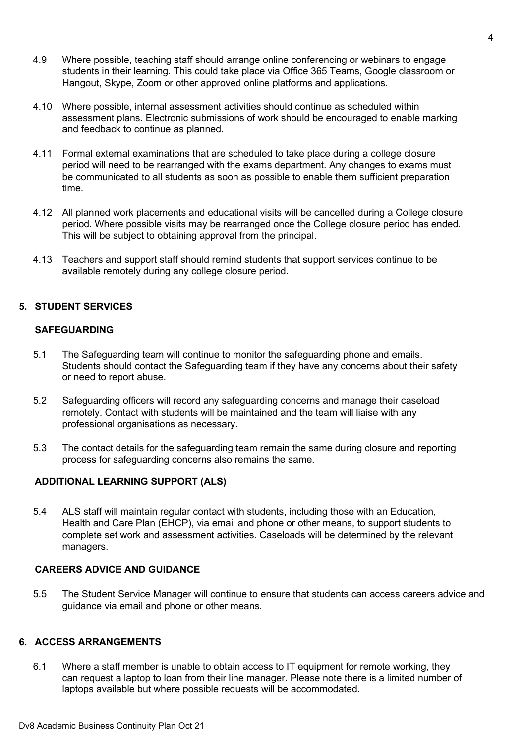4.9 Where possible, teaching staff should arrange online conferencing or webinars to engage students in their learning. This could take place via Office 365 Teams, Google classroom or Hangout, Skype, Zoom or other approved online platforms and applications.

4.10 Where possible, internal assessment activities should continue as scheduled within assessment plans. Electronic submissions of work should be encouraged to enable marking and feedback to continue as planned.

4.11 Formal external examinations that are scheduled to take place during a college closure period will need to be rearranged with the exams department. Any changes to exams must be communicated to all students as soon as possible to enable them sufficient preparation time.

4.12 All planned work placements and educational visits will be cancelled during a College closure period. Where possible visits may be rearranged once the College closure period has ended. This will be subject to obtaining approval from the principal.

4.13 Teachers and support staff should remind students that support services continue to be available remotely during any college closure period.

## 5. STUDENT SERVICES

### SAFEGUARDING

5.1 The Safeguarding team will continue to monitor the safeguarding phone and emails. Students should contact the Safeguarding team if they have any concerns about their safety or need to report abuse.

5.2 Safeguarding officers will record any safeguarding concerns and manage their caseload remotely. Contact with students will be maintained and the team will liaise with any professional organisations as necessary.

5.3 The contact details for the safeguarding team remain the same during closure and reporting process for safeguarding concerns also remains the same.

### ADDITIONAL LEARNING SUPPORT (ALS)

5.4 ALS staff will maintain regular contact with students, including those with an Education, Health and Care Plan (EHCP), via email and phone or other means, to support students to complete set work and assessment activities. Caseloads will be determined by the relevant managers.

### CAREERS ADVICE AND GUIDANCE

5.5 The Student Service Manager will continue to ensure that students can access careers advice and guidance via email and phone or other means.

## 6. ACCESS ARRANGEMENTS

6.1 Where a staff member is unable to obtain access to IT equipment for remote working, they can request a laptop to loan from their line manager. Please note there is a limited number of laptops available but where possible requests will be accommodated.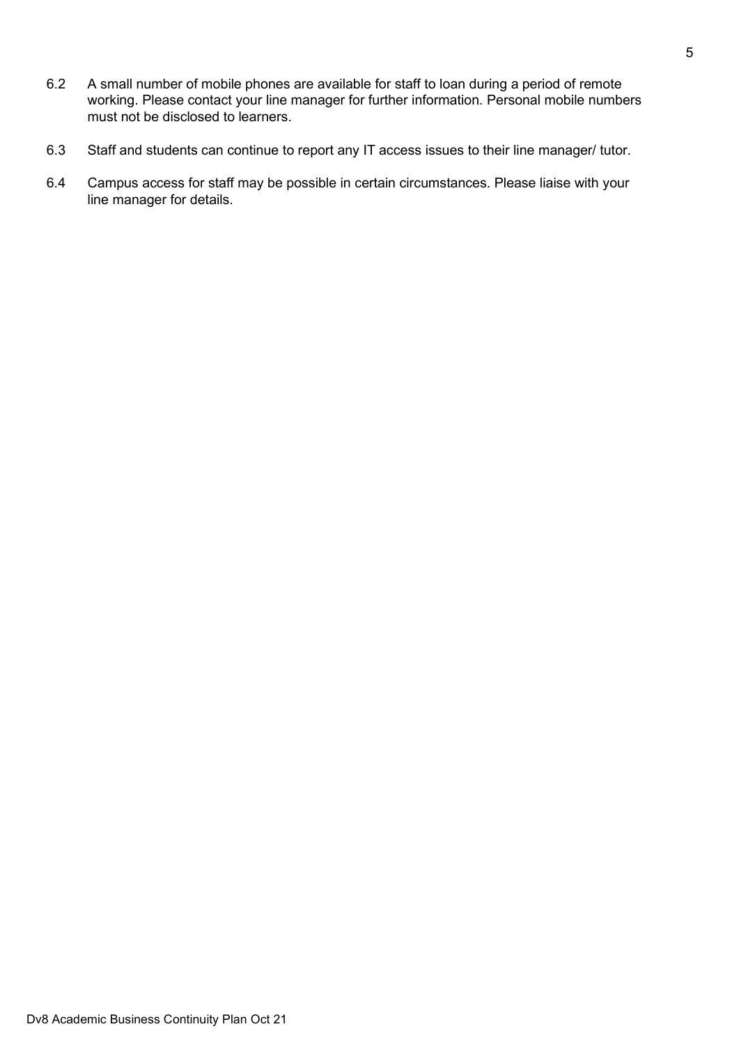6.2 A small number of mobile phones are available for staff to loan during a period of remote working. Please contact your line manager for further information. Personal mobile numbers must not be disclosed to learners.

6.3 Staff and students can continue to report any IT access issues to their line manager/ tutor.

6.4 Campus access for staff may be possible in certain circumstances. Please liaise with your line manager for details.